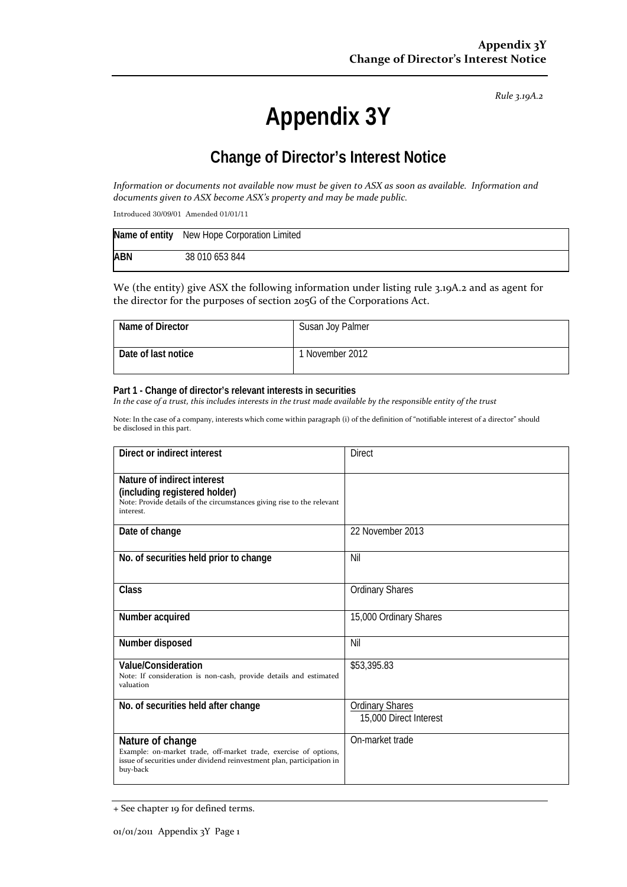Rule 3.19A.2

# Appendix 3Y

## Change of Director's Interest Notice

*Information or documents not available now must be given to ASX as soon as available. Information and documents given to ASX become ASX's property and may be made public.*

Introduced 30/09/01 Amended 01/01/11

| **Name of entity** | New Hope Corporation Limited |
|---|---|
| **ABN** | 38 010 653 844 |

We (the entity) give ASX the following information under listing rule 3.19A.2 and as agent for the director for the purposes of section 205G of the Corporations Act.

| Name of Director | Susan Joy Palmer |
|---|---|
| Date of last notice | 1 November 2012 |

**Part 1 - Change of director's relevant interests in securities**
*In the case of a trust, this includes interests in the trust made available by the responsible entity of the trust*

Note: In the case of a company, interests which come within paragraph (i) of the definition of "notifiable interest of a director" should be disclosed in this part.

| | |
|---|---|
| **Direct or indirect interest** | Direct |
| **Nature of indirect interest (including registered holder)**<br>Note: Provide details of the circumstances giving rise to the relevant interest. | |
| **Date of change** | 22 November 2013 |
| **No. of securities held prior to change** | Nil |
| **Class** | Ordinary Shares |
| **Number acquired** | 15,000 Ordinary Shares |
| **Number disposed** | Nil |
| **Value/Consideration**<br>Note: If consideration is non-cash, provide details and estimated valuation | $53,395.83 |
| **No. of securities held after change** | Ordinary Shares<br>15,000 Direct Interest |
| **Nature of change**<br>Example: on-market trade, off-market trade, exercise of options, issue of securities under dividend reinvestment plan, participation in buy-back | On-market trade |

+ See chapter 19 for defined terms.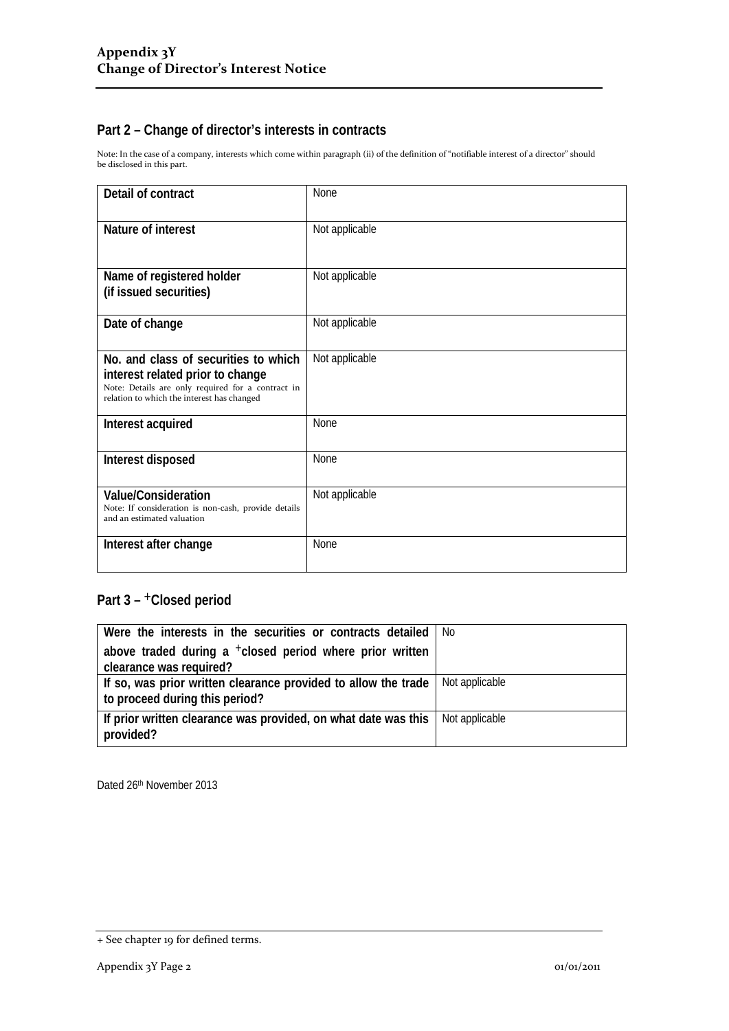## Part 2 – Change of director's interests in contracts

Note: In the case of a company, interests which come within paragraph (ii) of the definition of "notifiable interest of a director" should be disclosed in this part.

| | |
|---|---|
| **Detail of contract** | None |
| **Nature of interest** | Not applicable |
| **Name of registered holder (if issued securities)** | Not applicable |
| **Date of change** | Not applicable |
| **No. and class of securities to which interest related prior to change** Note: Details are only required for a contract in relation to which the interest has changed | Not applicable |
| **Interest acquired** | None |
| **Interest disposed** | None |
| **Value/Consideration** Note: If consideration is non-cash, provide details and an estimated valuation | Not applicable |
| **Interest after change** | None |

## Part 3 – +Closed period

| | |
|---|---|
| **Were the interests in the securities or contracts detailed above traded during a +closed period where prior written clearance was required?** | No |
| **If so, was prior written clearance provided to allow the trade to proceed during this period?** | Not applicable |
| **If prior written clearance was provided, on what date was this provided?** | Not applicable |

Dated 26th November 2013

+ See chapter 19 for defined terms.